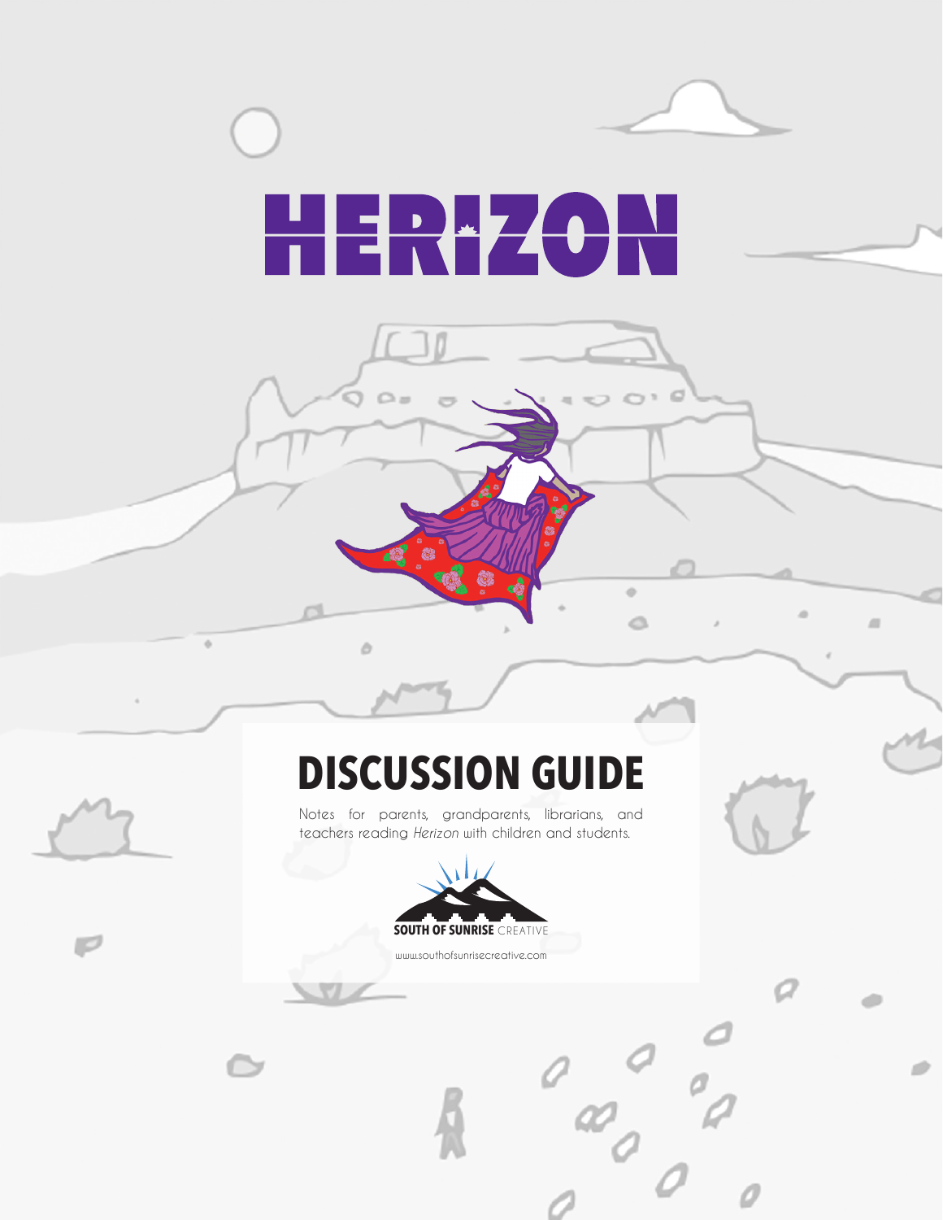# HERIZON

## DISCUSSION GUIDE

Notes for parents, grandparents, librarians, and teachers reading *Herizon* with children and students.

SOUTH OF SUNRISE CREATIVE

www.southofsunrisecreative.com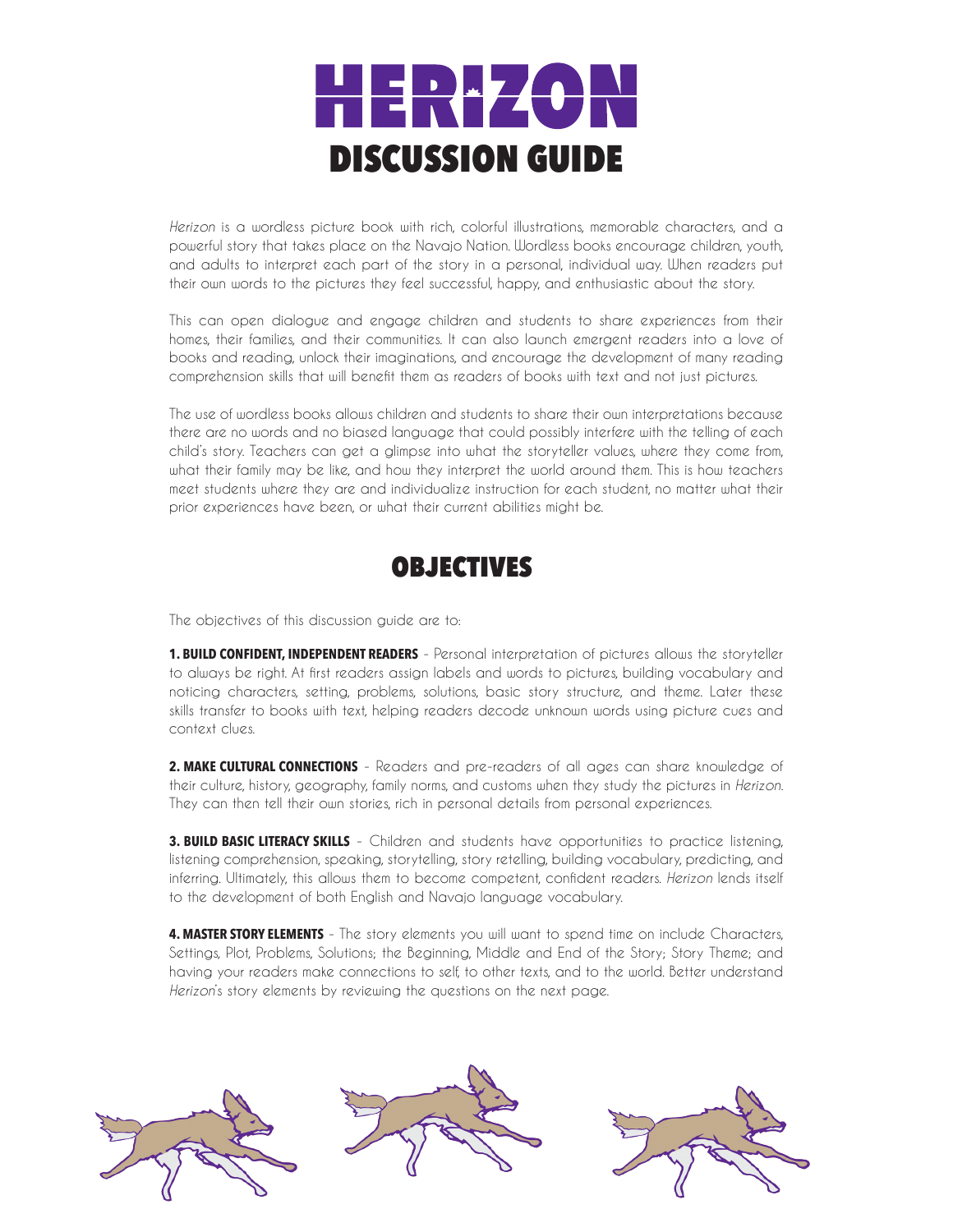# HERIZON

# DISCUSSION GUIDE

*Herizon* is a wordless picture book with rich, colorful illustrations, memorable characters, and a powerful story that takes place on the Navajo Nation. Wordless books encourage children, youth, and adults to interpret each part of the story in a personal, individual way. When readers put their own words to the pictures they feel successful, happy, and enthusiastic about the story.

This can open dialogue and engage children and students to share experiences from their homes, their families, and their communities. It can also launch emergent readers into a love of books and reading, unlock their imaginations, and encourage the development of many reading comprehension skills that will benefit them as readers of books with text and not just pictures.

The use of wordless books allows children and students to share their own interpretations because there are no words and no biased language that could possibly interfere with the telling of each child's story. Teachers can get a glimpse into what the storyteller values, where they come from, what their family may be like, and how they interpret the world around them. This is how teachers meet students where they are and individualize instruction for each student, no matter what their prior experiences have been, or what their current abilities might be.

## OBJECTIVES

The objectives of this discussion guide are to:

**1. BUILD CONFIDENT, INDEPENDENT READERS** - Personal interpretation of pictures allows the storyteller to always be right. At first readers assign labels and words to pictures, building vocabulary and noticing characters, setting, problems, solutions, basic story structure, and theme. Later these skills transfer to books with text, helping readers decode unknown words using picture cues and context clues.

**2. MAKE CULTURAL CONNECTIONS** - Readers and pre-readers of all ages can share knowledge of their culture, history, geography, family norms, and customs when they study the pictures in *Herizon*. They can then tell their own stories, rich in personal details from personal experiences.

**3. BUILD BASIC LITERACY SKILLS** - Children and students have opportunities to practice listening, listening comprehension, speaking, storytelling, story retelling, building vocabulary, predicting, and inferring. Ultimately, this allows them to become competent, confident readers. *Herizon* lends itself to the development of both English and Navajo language vocabulary.

**4. MASTER STORY ELEMENTS** - The story elements you will want to spend time on include Characters, Settings, Plot, Problems, Solutions; the Beginning, Middle and End of the Story; Story Theme; and having your readers make connections to self, to other texts, and to the world. Better understand *Herizon*'s story elements by reviewing the questions on the next page.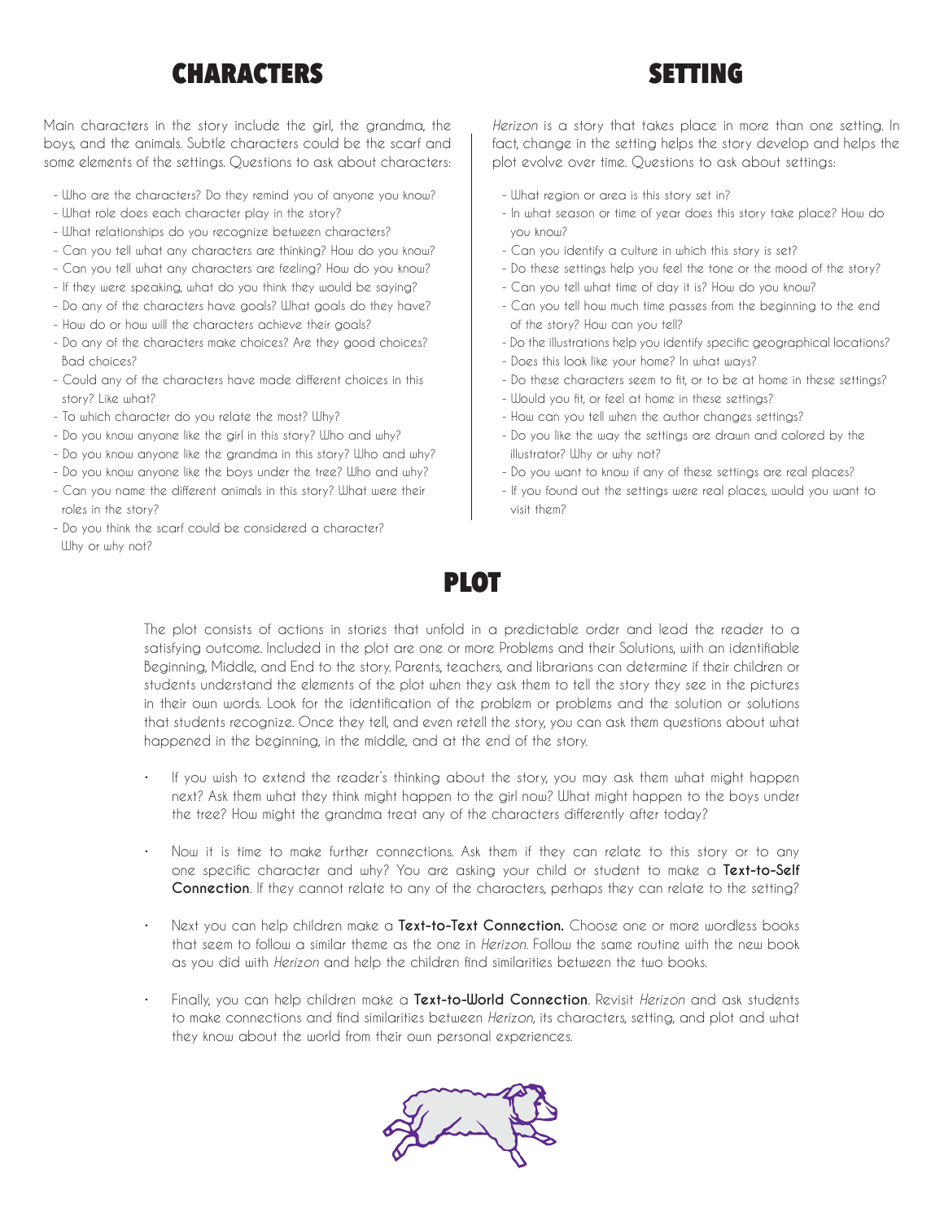## CHARACTERS

Main characters in the story include the girl, the grandma, the boys, and the animals. Subtle characters could be the scarf and some elements of the settings. Questions to ask about characters:

- Who are the characters? Do they remind you of anyone you know?
- What role does each character play in the story?
- What relationships do you recognize between characters?
- Can you tell what any characters are thinking? How do you know?
- Can you tell what any characters are feeling? How do you know?
- If they were speaking, what do you think they would be saying?
- Do any of the characters have goals? What goals do they have?
- How do or how will the characters achieve their goals?
- Do any of the characters make choices? Are they good choices? Bad choices?
- Could any of the characters have made different choices in this story? Like what?
- To which character do you relate the most? Why?
- Do you know anyone like the girl in this story? Who and why?
- Do you know anyone like the grandma in this story? Who and why?
- Do you know anyone like the boys under the tree? Who and why?
- Can you name the different animals in this story? What were their roles in the story?
- Do you think the scarf could be considered a character? Why or why not?

## SETTING

*Herizon* is a story that takes place in more than one setting. In fact, change in the setting helps the story develop and helps the plot evolve over time. Questions to ask about settings:

- What region or area is this story set in?
- In what season or time of year does this story take place? How do you know?
- Can you identify a culture in which this story is set?
- Do these settings help you feel the tone or the mood of the story?
- Can you tell what time of day it is? How do you know?
- Can you tell how much time passes from the beginning to the end of the story? How can you tell?
- Do the illustrations help you identify specific geographical locations?
- Does this look like your home? In what ways?
- Do these characters seem to fit, or to be at home in these settings?
- Would you fit, or feel at home in these settings?
- How can you tell when the author changes settings?
- Do you like the way the settings are drawn and colored by the illustrator? Why or why not?
- Do you want to know if any of these settings are real places?
- If you found out the settings were real places, would you want to visit them?

## PLOT

The plot consists of actions in stories that unfold in a predictable order and lead the reader to a satisfying outcome. Included in the plot are one or more Problems and their Solutions, with an identifiable Beginning, Middle, and End to the story. Parents, teachers, and librarians can determine if their children or students understand the elements of the plot when they ask them to tell the story they see in the pictures in their own words. Look for the identification of the problem or problems and the solution or solutions that students recognize. Once they tell, and even retell the story, you can ask them questions about what happened in the beginning, in the middle, and at the end of the story.

- If you wish to extend the reader's thinking about the story, you may ask them what might happen next? Ask them what they think might happen to the girl now? What might happen to the boys under the tree? How might the grandma treat any of the characters differently after today?

- Now it is time to make further connections. Ask them if they can relate to this story or to any one specific character and why? You are asking your child or student to make a **Text-to-Self Connection**. If they cannot relate to any of the characters, perhaps they can relate to the setting?

- Next you can help children make a **Text-to-Text Connection.** Choose one or more wordless books that seem to follow a similar theme as the one in *Herizon*. Follow the same routine with the new book as you did with *Herizon* and help the children find similarities between the two books.

- Finally, you can help children make a **Text-to-World Connection**. Revisit *Herizon* and ask students to make connections and find similarities between *Herizon*, its characters, setting, and plot and what they know about the world from their own personal experiences.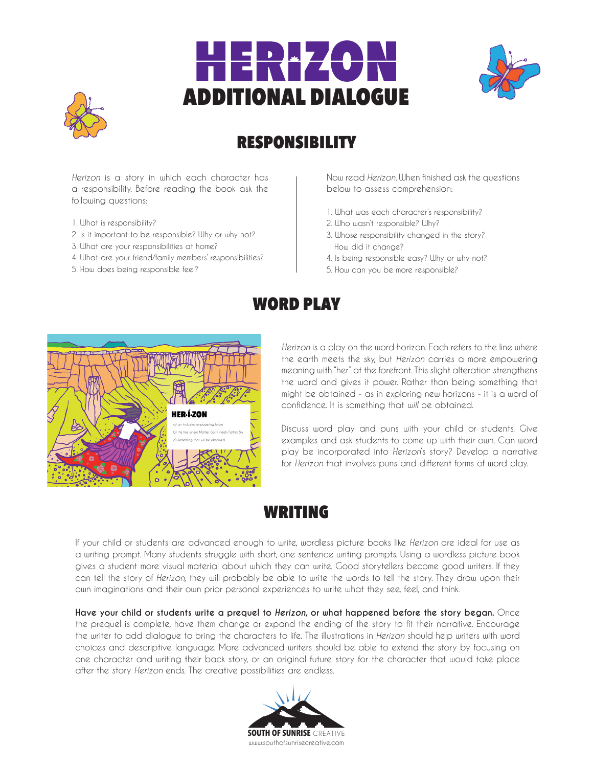# HERIZON
# ADDITIONAL DIALOGUE

## RESPONSIBILITY

*Herizon* is a story in which each character has a responsibility. Before reading the book ask the following questions:

1. What is responsibility?
2. Is it important to be responsible? Why or why not?
3. What are your responsibilities at home?
4. What are your friend/family members' responsibilities?
5. How does being responsible feel?

Now read *Herizon*. When finished ask the questions below to assess comprehension:

1. What was each character's responsibility?
2. Who wasn't responsible? Why?
3. Whose responsibility changed in the story? How did it change?
4. Is being responsible easy? Why or why not?
5. How can you be more responsible?

## WORD PLAY

HER·Í·ZON

a) an inclusive, empowering future

b) the line where Mother Earth meets Father Sky

c) Something that will be obtained

*Herizon* is a play on the word horizon. Each refers to the line where the earth meets the sky, but *Herizon* carries a more empowering meaning with "her" at the forefront. This slight alteration strengthens the word and gives it power. Rather than being something that might be obtained - as in exploring new horizons - it is a word of confidence. It is something that *will* be obtained.

Discuss word play and puns with your child or students. Give examples and ask students to come up with their own. Can word play be incorporated into *Herizon*'s story? Develop a narrative for *Herizon* that involves puns and different forms of word play.

## WRITING

If your child or students are advanced enough to write, wordless picture books like *Herizon* are ideal for use as a writing prompt. Many students struggle with short, one sentence writing prompts. Using a wordless picture book gives a student more visual material about which they can write. Good storytellers become good writers. If they can tell the story of *Herizon*, they will probably be able to write the words to tell the story. They draw upon their own imaginations and their own prior personal experiences to write what they see, feel, and think.

**Have your child or students write a prequel to *Herizon*, or what happened before the story began.** Once the prequel is complete, have them change or expand the ending of the story to fit their narrative. Encourage the writer to add dialogue to bring the characters to life. The illustrations in *Herizon* should help writers with word choices and descriptive language. More advanced writers should be able to extend the story by focusing on one character and writing their back story, or an original future story for the character that would take place after the story *Herizon* ends. The creative possibilities are endless.

SOUTH OF SUNRISE CREATIVE

www.southofsunrisecreative.com